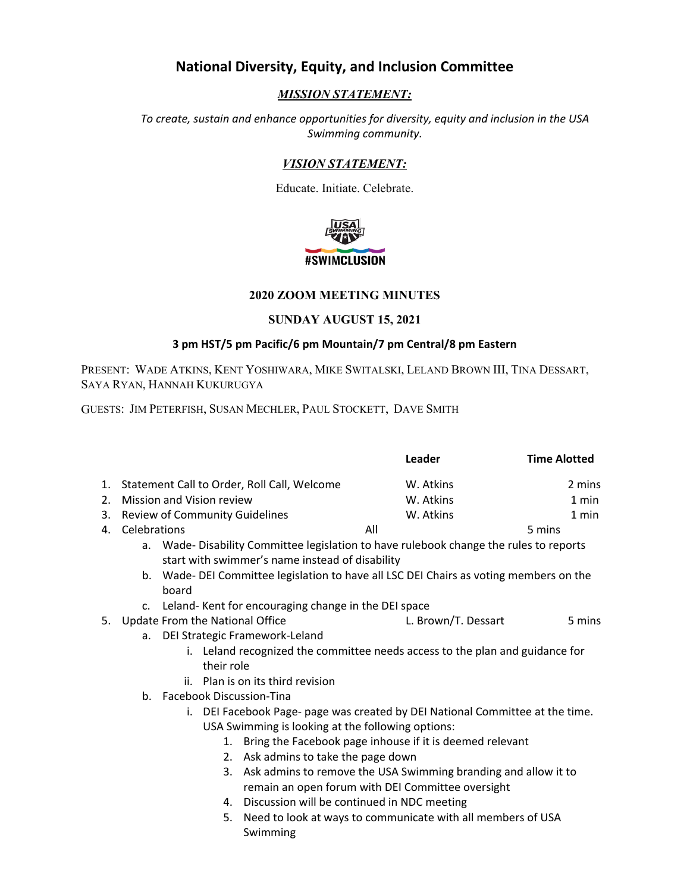# National Diversity, Equity, and Inclusion Committee

## *MISSION STATEMENT:*

*To create, sustain and enhance opportunities for diversity, equity and inclusion in the USA Swimming community.*

## *VISION STATEMENT:*

Educate. Initiate. Celebrate.

#SWIMCLUSION

### 2020 ZOOM MEETING MINUTES

### SUNDAY AUGUST 15, 2021

**3 pm HST/5 pm Pacific/6 pm Mountain/7 pm Central/8 pm Eastern**

PRESENT: WADE ATKINS, KENT YOSHIWARA, MIKE SWITALSKI, LELAND BROWN III, TINA DESSART, SAYA RYAN, HANNAH KUKURUGYA

GUESTS: JIM PETERFISH, SUSAN MECHLER, PAUL STOCKETT, DAVE SMITH

| | Leader | Time Alotted |
|---|---|---|
| 1. Statement Call to Order, Roll Call, Welcome | W. Atkins | 2 mins |
| 2. Mission and Vision review | W. Atkins | 1 min |
| 3. Review of Community Guidelines | W. Atkins | 1 min |
| 4. Celebrations | All | 5 mins |

   a. Wade- Disability Committee legislation to have rulebook change the rules to reports start with swimmer's name instead of disability
   b. Wade- DEI Committee legislation to have all LSC DEI Chairs as voting members on the board
   c. Leland- Kent for encouraging change in the DEI space

| | Leader | Time Alotted |
|---|---|---|
| 5. Update From the National Office | L. Brown/T. Dessart | 5 mins |

   a. DEI Strategic Framework-Leland
      i. Leland recognized the committee needs access to the plan and guidance for their role
      ii. Plan is on its third revision
   b. Facebook Discussion-Tina
      i. DEI Facebook Page- page was created by DEI National Committee at the time. USA Swimming is looking at the following options:
         1. Bring the Facebook page inhouse if it is deemed relevant
         2. Ask admins to take the page down
         3. Ask admins to remove the USA Swimming branding and allow it to remain an open forum with DEI Committee oversight
         4. Discussion will be continued in NDC meeting
         5. Need to look at ways to communicate with all members of USA Swimming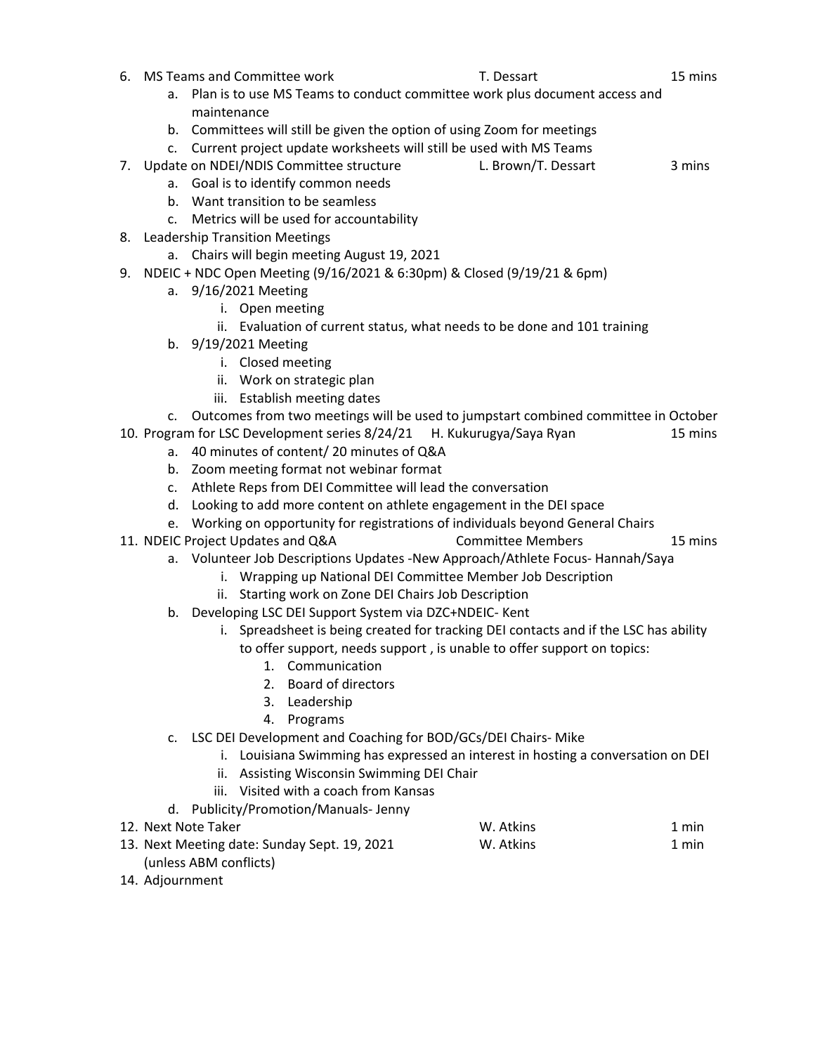6. MS Teams and Committee work — T. Dessart — 15 mins
    a. Plan is to use MS Teams to conduct committee work plus document access and maintenance
    b. Committees will still be given the option of using Zoom for meetings
    c. Current project update worksheets will still be used with MS Teams
7. Update on NDEI/NDIS Committee structure — L. Brown/T. Dessart — 3 mins
    a. Goal is to identify common needs
    b. Want transition to be seamless
    c. Metrics will be used for accountability
8. Leadership Transition Meetings
    a. Chairs will begin meeting August 19, 2021
9. NDEIC + NDC Open Meeting (9/16/2021 & 6:30pm) & Closed (9/19/21 & 6pm)
    a. 9/16/2021 Meeting
        i. Open meeting
        ii. Evaluation of current status, what needs to be done and 101 training
    b. 9/19/2021 Meeting
        i. Closed meeting
        ii. Work on strategic plan
        iii. Establish meeting dates
    c. Outcomes from two meetings will be used to jumpstart combined committee in October
10. Program for LSC Development series 8/24/21 — H. Kukurugya/Saya Ryan — 15 mins
    a. 40 minutes of content/ 20 minutes of Q&A
    b. Zoom meeting format not webinar format
    c. Athlete Reps from DEI Committee will lead the conversation
    d. Looking to add more content on athlete engagement in the DEI space
    e. Working on opportunity for registrations of individuals beyond General Chairs
11. NDEIC Project Updates and Q&A — Committee Members — 15 mins
    a. Volunteer Job Descriptions Updates -New Approach/Athlete Focus- Hannah/Saya
        i. Wrapping up National DEI Committee Member Job Description
        ii. Starting work on Zone DEI Chairs Job Description
    b. Developing LSC DEI Support System via DZC+NDEIC- Kent
        i. Spreadsheet is being created for tracking DEI contacts and if the LSC has ability to offer support, needs support , is unable to offer support on topics:
            1. Communication
            2. Board of directors
            3. Leadership
            4. Programs
    c. LSC DEI Development and Coaching for BOD/GCs/DEI Chairs- Mike
        i. Louisiana Swimming has expressed an interest in hosting a conversation on DEI
        ii. Assisting Wisconsin Swimming DEI Chair
        iii. Visited with a coach from Kansas
    d. Publicity/Promotion/Manuals- Jenny
12. Next Note Taker — W. Atkins — 1 min
13. Next Meeting date: Sunday Sept. 19, 2021 (unless ABM conflicts) — W. Atkins — 1 min
14. Adjournment